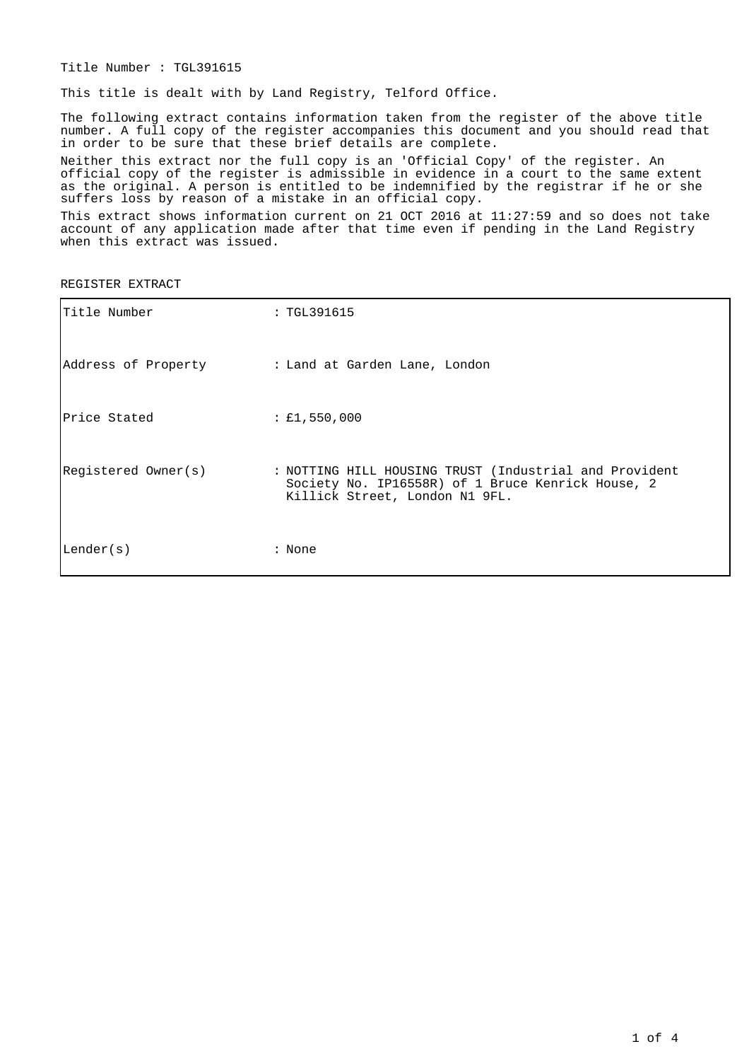Title Number : TGL391615

This title is dealt with by Land Registry, Telford Office.

The following extract contains information taken from the register of the above title number. A full copy of the register accompanies this document and you should read that in order to be sure that these brief details are complete.

Neither this extract nor the full copy is an 'Official Copy' of the register. An official copy of the register is admissible in evidence in a court to the same extent as the original. A person is entitled to be indemnified by the registrar if he or she suffers loss by reason of a mistake in an official copy.

This extract shows information current on 21 OCT 2016 at 11:27:59 and so does not take account of any application made after that time even if pending in the Land Registry when this extract was issued.

REGISTER EXTRACT

| | |
|---|---|
| Title Number | : TGL391615 |
| Address of Property | : Land at Garden Lane, London |
| Price Stated | : £1,550,000 |
| Registered Owner(s) | : NOTTING HILL HOUSING TRUST (Industrial and Provident Society No. IP16558R) of 1 Bruce Kenrick House, 2 Killick Street, London N1 9FL. |
| Lender(s) | : None |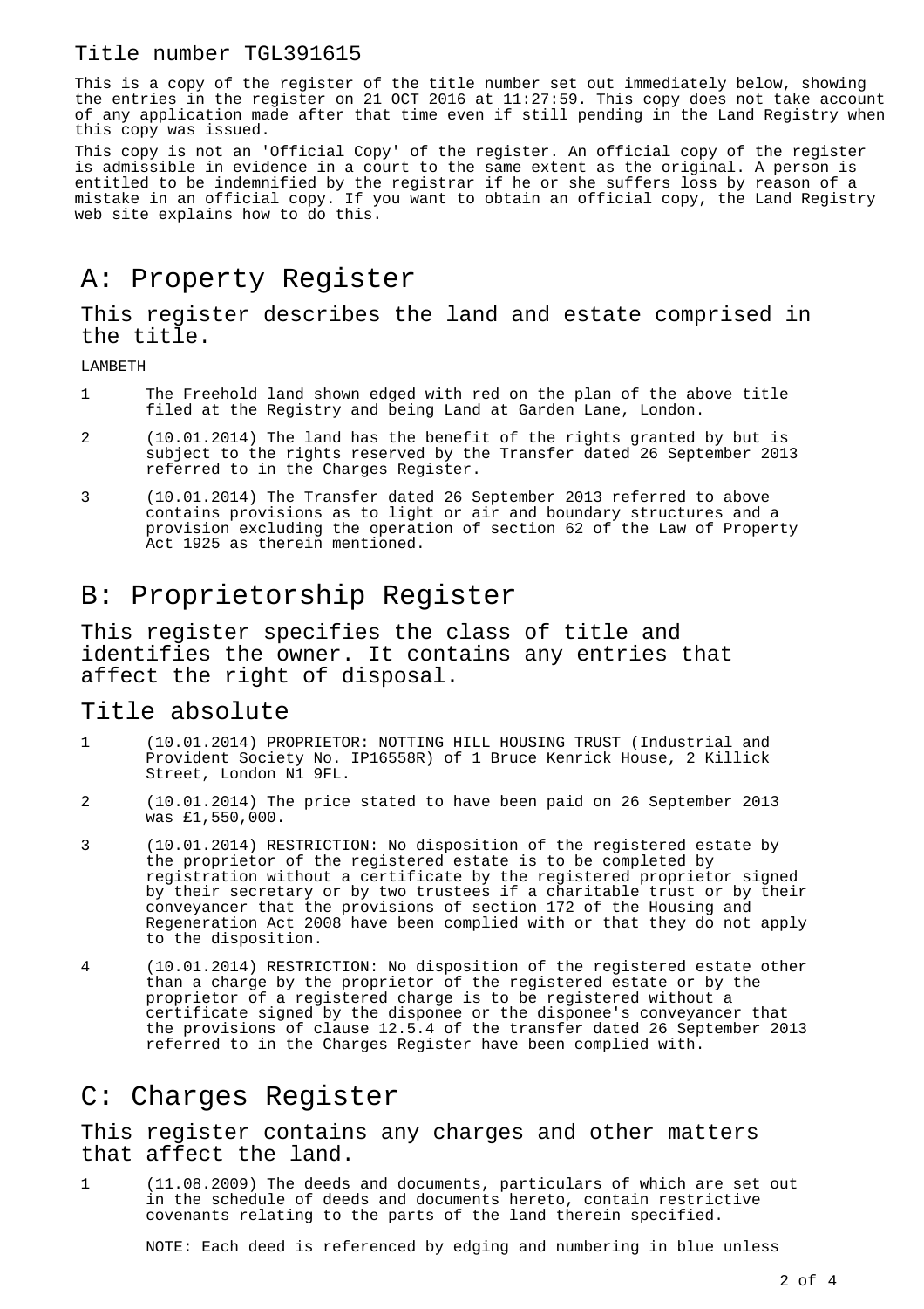Title number TGL391615

This is a copy of the register of the title number set out immediately below, showing the entries in the register on 21 OCT 2016 at 11:27:59. This copy does not take account of any application made after that time even if still pending in the Land Registry when this copy was issued.

This copy is not an 'Official Copy' of the register. An official copy of the register is admissible in evidence in a court to the same extent as the original. A person is entitled to be indemnified by the registrar if he or she suffers loss by reason of a mistake in an official copy. If you want to obtain an official copy, the Land Registry web site explains how to do this.

# A: Property Register

## This register describes the land and estate comprised in the title.

LAMBETH

1 The Freehold land shown edged with red on the plan of the above title filed at the Registry and being Land at Garden Lane, London.

2 (10.01.2014) The land has the benefit of the rights granted by but is subject to the rights reserved by the Transfer dated 26 September 2013 referred to in the Charges Register.

3 (10.01.2014) The Transfer dated 26 September 2013 referred to above contains provisions as to light or air and boundary structures and a provision excluding the operation of section 62 of the Law of Property Act 1925 as therein mentioned.

# B: Proprietorship Register

## This register specifies the class of title and identifies the owner. It contains any entries that affect the right of disposal.

## Title absolute

1 (10.01.2014) PROPRIETOR: NOTTING HILL HOUSING TRUST (Industrial and Provident Society No. IP16558R) of 1 Bruce Kenrick House, 2 Killick Street, London N1 9FL.

2 (10.01.2014) The price stated to have been paid on 26 September 2013 was £1,550,000.

3 (10.01.2014) RESTRICTION: No disposition of the registered estate by the proprietor of the registered estate is to be completed by registration without a certificate by the registered proprietor signed by their secretary or by two trustees if a charitable trust or by their conveyancer that the provisions of section 172 of the Housing and Regeneration Act 2008 have been complied with or that they do not apply to the disposition.

4 (10.01.2014) RESTRICTION: No disposition of the registered estate other than a charge by the proprietor of the registered estate or by the proprietor of a registered charge is to be registered without a certificate signed by the disponee or the disponee's conveyancer that the provisions of clause 12.5.4 of the transfer dated 26 September 2013 referred to in the Charges Register have been complied with.

# C: Charges Register

## This register contains any charges and other matters that affect the land.

1 (11.08.2009) The deeds and documents, particulars of which are set out in the schedule of deeds and documents hereto, contain restrictive covenants relating to the parts of the land therein specified.

NOTE: Each deed is referenced by edging and numbering in blue unless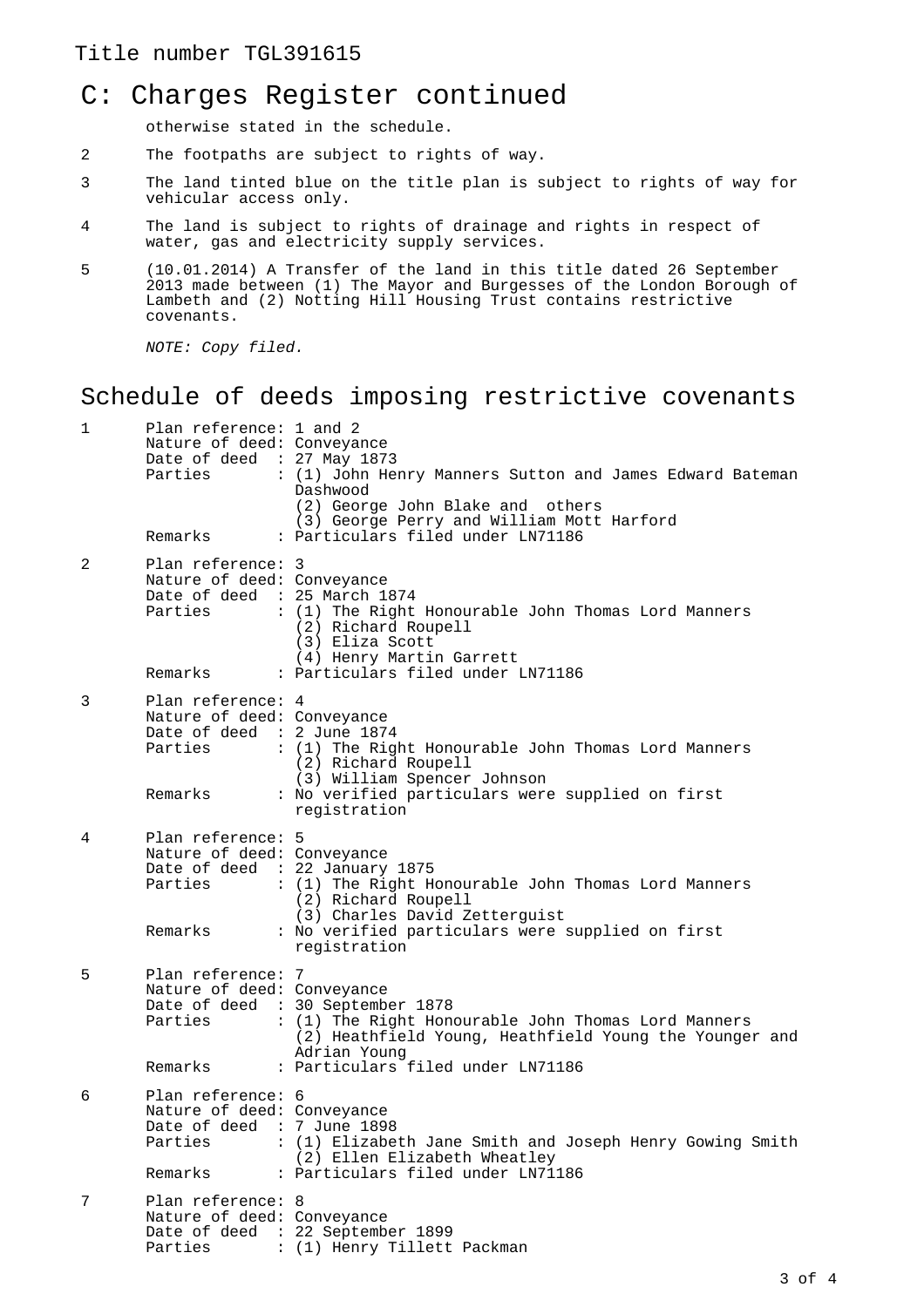Title number TGL391615

## C: Charges Register continued

otherwise stated in the schedule.

2 The footpaths are subject to rights of way.

3 The land tinted blue on the title plan is subject to rights of way for vehicular access only.

4 The land is subject to rights of drainage and rights in respect of water, gas and electricity supply services.

5 (10.01.2014) A Transfer of the land in this title dated 26 September 2013 made between (1) The Mayor and Burgesses of the London Borough of Lambeth and (2) Notting Hill Housing Trust contains restrictive covenants.

*NOTE: Copy filed.*

## Schedule of deeds imposing restrictive covenants

1 Plan reference: 1 and 2
Nature of deed: Conveyance
Date of deed : 27 May 1873
Parties : (1) John Henry Manners Sutton and James Edward Bateman Dashwood
(2) George John Blake and others
(3) George Perry and William Mott Harford
Remarks : Particulars filed under LN71186

2 Plan reference: 3
Nature of deed: Conveyance
Date of deed : 25 March 1874
Parties : (1) The Right Honourable John Thomas Lord Manners
(2) Richard Roupell
(3) Eliza Scott
(4) Henry Martin Garrett
Remarks : Particulars filed under LN71186

3 Plan reference: 4
Nature of deed: Conveyance
Date of deed : 2 June 1874
Parties : (1) The Right Honourable John Thomas Lord Manners
(2) Richard Roupell
(3) William Spencer Johnson
Remarks : No verified particulars were supplied on first registration

4 Plan reference: 5
Nature of deed: Conveyance
Date of deed : 22 January 1875
Parties : (1) The Right Honourable John Thomas Lord Manners
(2) Richard Roupell
(3) Charles David Zetterguist
Remarks : No verified particulars were supplied on first registration

5 Plan reference: 7
Nature of deed: Conveyance
Date of deed : 30 September 1878
Parties : (1) The Right Honourable John Thomas Lord Manners
(2) Heathfield Young, Heathfield Young the Younger and Adrian Young
Remarks : Particulars filed under LN71186

6 Plan reference: 6
Nature of deed: Conveyance
Date of deed : 7 June 1898
Parties : (1) Elizabeth Jane Smith and Joseph Henry Gowing Smith
(2) Ellen Elizabeth Wheatley
Remarks : Particulars filed under LN71186

7 Plan reference: 8
Nature of deed: Conveyance
Date of deed : 22 September 1899
Parties : (1) Henry Tillett Packman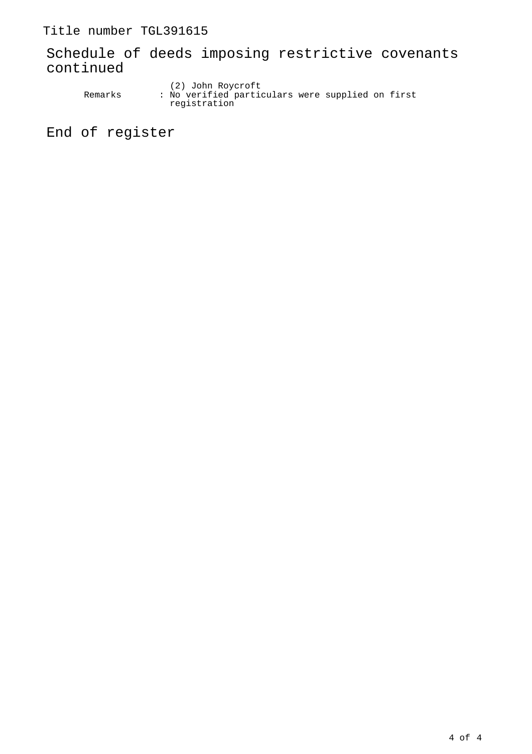Title number TGL391615

## Schedule of deeds imposing restrictive covenants continued

```
                (2) John Roycroft
     Remarks      : No verified particulars were supplied on first
                    registration
```

## End of register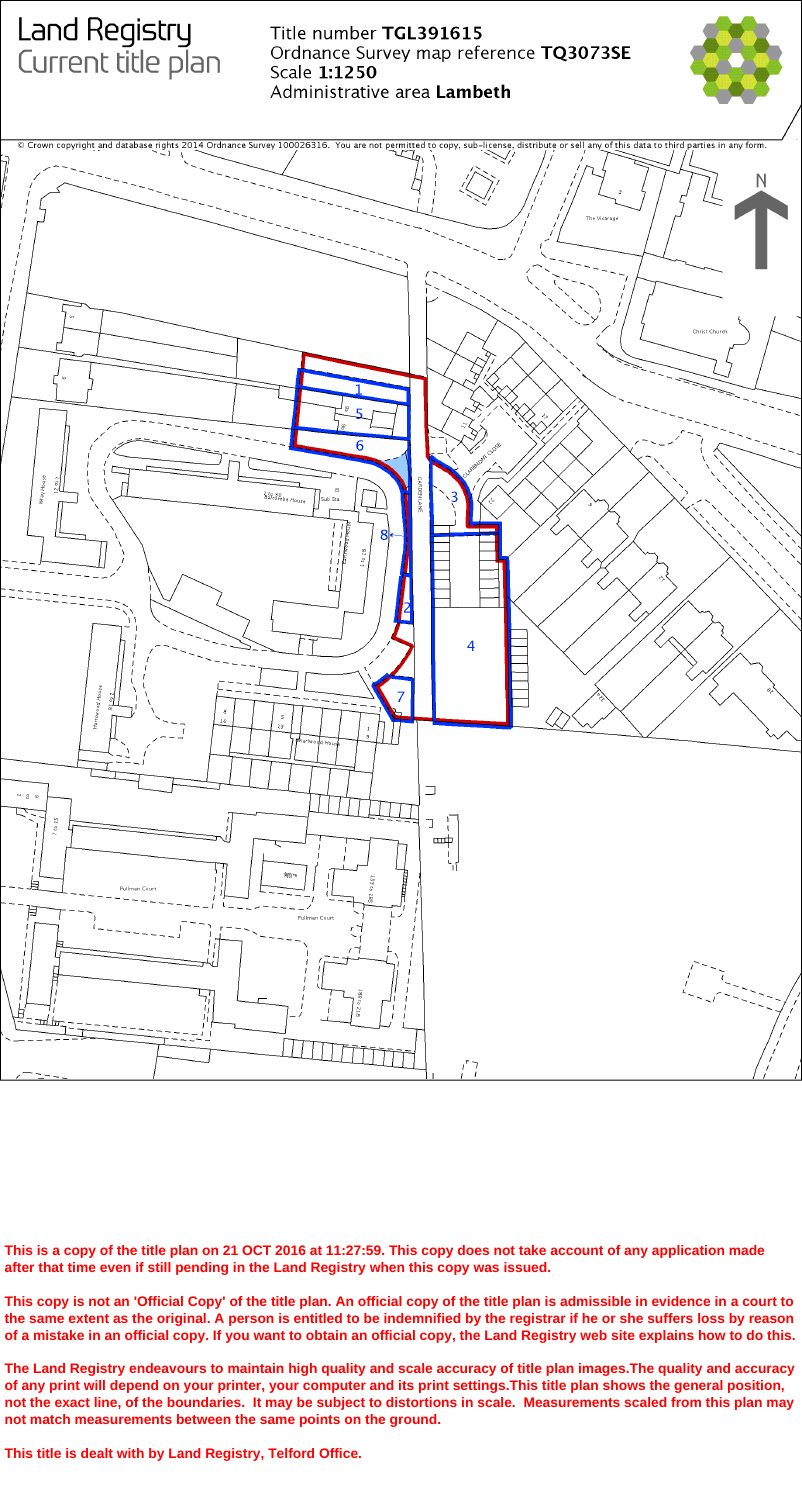# Land Registry
## Current title plan

Title number **TGL391615**
Ordnance Survey map reference **TQ3073SE**
Scale **1:1250**
Administrative area **Lambeth**

© Crown copyright and database rights 2014 Ordnance Survey 100026316. You are not permitted to copy, sub-license, distribute or sell any of this data to third parties in any form.

**This is a copy of the title plan on 21 OCT 2016 at 11:27:59. This copy does not take account of any application made after that time even if still pending in the Land Registry when this copy was issued.**

**This copy is not an 'Official Copy' of the title plan. An official copy of the title plan is admissible in evidence in a court to the same extent as the original. A person is entitled to be indemnified by the registrar if he or she suffers loss by reason of a mistake in an official copy. If you want to obtain an official copy, the Land Registry web site explains how to do this.**

**The Land Registry endeavours to maintain high quality and scale accuracy of title plan images.The quality and accuracy of any print will depend on your printer, your computer and its print settings.This title plan shows the general position, not the exact line, of the boundaries. It may be subject to distortions in scale. Measurements scaled from this plan may not match measurements between the same points on the ground.**

**This title is dealt with by Land Registry, Telford Office.**